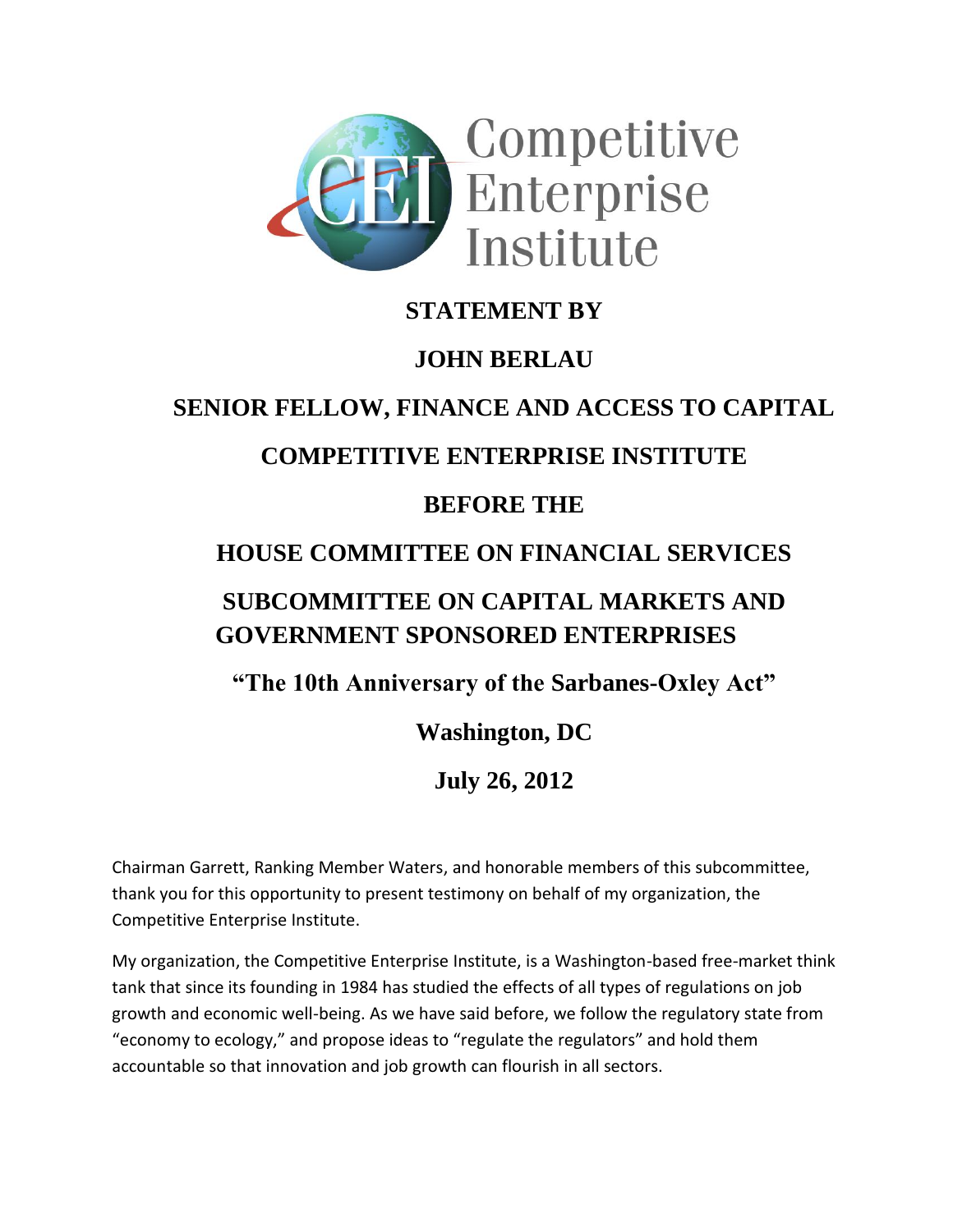Competitive Enterprise Institute

**STATEMENT BY**

**JOHN BERLAU**

**SENIOR FELLOW, FINANCE AND ACCESS TO CAPITAL**

**COMPETITIVE ENTERPRISE INSTITUTE**

**BEFORE THE**

**HOUSE COMMITTEE ON FINANCIAL SERVICES**

**SUBCOMMITTEE ON CAPITAL MARKETS AND GOVERNMENT SPONSORED ENTERPRISES**

**"The 10th Anniversary of the Sarbanes-Oxley Act"**

**Washington, DC**

**July 26, 2012**

Chairman Garrett, Ranking Member Waters, and honorable members of this subcommittee, thank you for this opportunity to present testimony on behalf of my organization, the Competitive Enterprise Institute.

My organization, the Competitive Enterprise Institute, is a Washington-based free-market think tank that since its founding in 1984 has studied the effects of all types of regulations on job growth and economic well-being. As we have said before, we follow the regulatory state from "economy to ecology," and propose ideas to "regulate the regulators" and hold them accountable so that innovation and job growth can flourish in all sectors.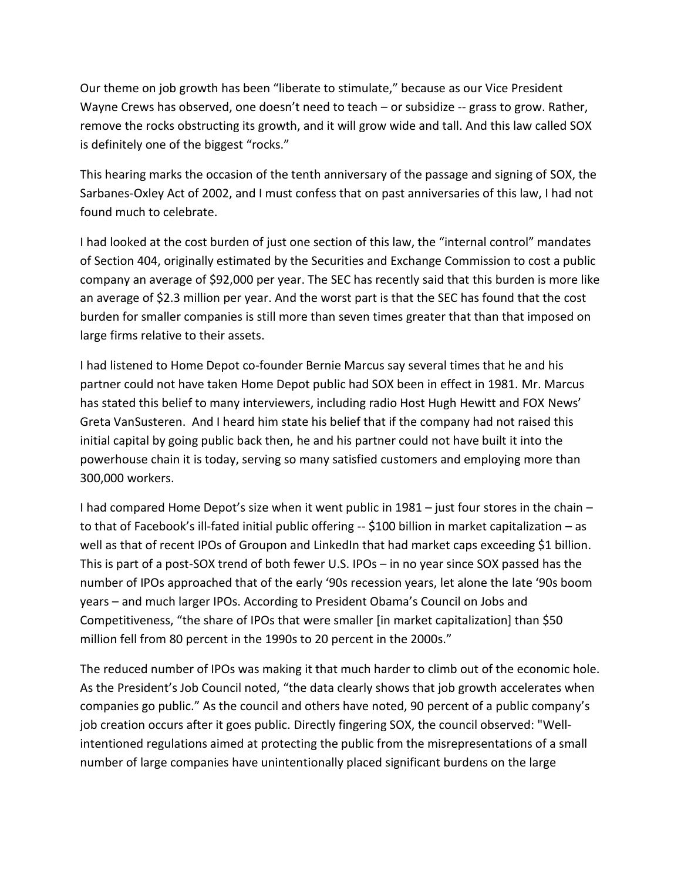Our theme on job growth has been "liberate to stimulate," because as our Vice President Wayne Crews has observed, one doesn't need to teach – or subsidize -- grass to grow. Rather, remove the rocks obstructing its growth, and it will grow wide and tall. And this law called SOX is definitely one of the biggest "rocks."

This hearing marks the occasion of the tenth anniversary of the passage and signing of SOX, the Sarbanes-Oxley Act of 2002, and I must confess that on past anniversaries of this law, I had not found much to celebrate.

I had looked at the cost burden of just one section of this law, the "internal control" mandates of Section 404, originally estimated by the Securities and Exchange Commission to cost a public company an average of $92,000 per year. The SEC has recently said that this burden is more like an average of $2.3 million per year. And the worst part is that the SEC has found that the cost burden for smaller companies is still more than seven times greater that than that imposed on large firms relative to their assets.

I had listened to Home Depot co-founder Bernie Marcus say several times that he and his partner could not have taken Home Depot public had SOX been in effect in 1981. Mr. Marcus has stated this belief to many interviewers, including radio Host Hugh Hewitt and FOX News' Greta VanSusteren. And I heard him state his belief that if the company had not raised this initial capital by going public back then, he and his partner could not have built it into the powerhouse chain it is today, serving so many satisfied customers and employing more than 300,000 workers.

I had compared Home Depot's size when it went public in 1981 – just four stores in the chain – to that of Facebook's ill-fated initial public offering -- $100 billion in market capitalization – as well as that of recent IPOs of Groupon and LinkedIn that had market caps exceeding $1 billion. This is part of a post-SOX trend of both fewer U.S. IPOs – in no year since SOX passed has the number of IPOs approached that of the early '90s recession years, let alone the late '90s boom years – and much larger IPOs. According to President Obama's Council on Jobs and Competitiveness, "the share of IPOs that were smaller [in market capitalization] than $50 million fell from 80 percent in the 1990s to 20 percent in the 2000s."

The reduced number of IPOs was making it that much harder to climb out of the economic hole. As the President's Job Council noted, "the data clearly shows that job growth accelerates when companies go public." As the council and others have noted, 90 percent of a public company's job creation occurs after it goes public. Directly fingering SOX, the council observed: "Well-intentioned regulations aimed at protecting the public from the misrepresentations of a small number of large companies have unintentionally placed significant burdens on the large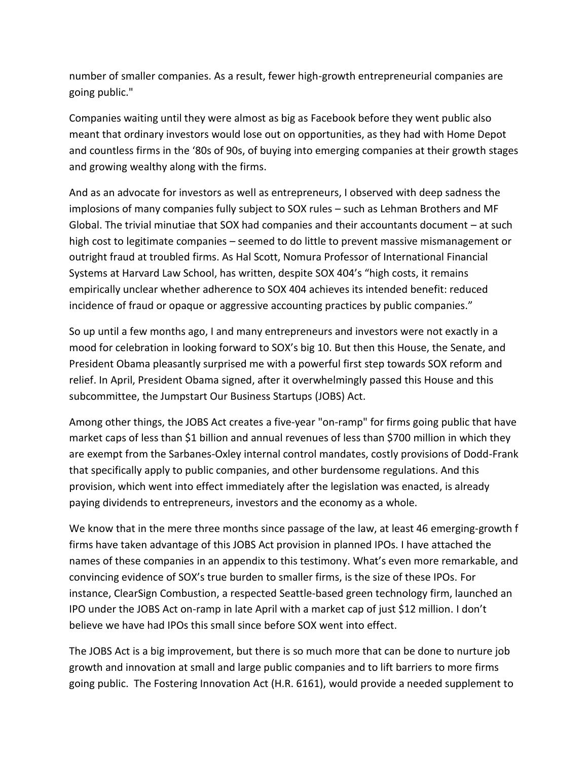number of smaller companies. As a result, fewer high-growth entrepreneurial companies are going public."

Companies waiting until they were almost as big as Facebook before they went public also meant that ordinary investors would lose out on opportunities, as they had with Home Depot and countless firms in the '80s of 90s, of buying into emerging companies at their growth stages and growing wealthy along with the firms.

And as an advocate for investors as well as entrepreneurs, I observed with deep sadness the implosions of many companies fully subject to SOX rules – such as Lehman Brothers and MF Global. The trivial minutiae that SOX had companies and their accountants document – at such high cost to legitimate companies – seemed to do little to prevent massive mismanagement or outright fraud at troubled firms. As Hal Scott, Nomura Professor of International Financial Systems at Harvard Law School, has written, despite SOX 404's "high costs, it remains empirically unclear whether adherence to SOX 404 achieves its intended benefit: reduced incidence of fraud or opaque or aggressive accounting practices by public companies."

So up until a few months ago, I and many entrepreneurs and investors were not exactly in a mood for celebration in looking forward to SOX's big 10. But then this House, the Senate, and President Obama pleasantly surprised me with a powerful first step towards SOX reform and relief. In April, President Obama signed, after it overwhelmingly passed this House and this subcommittee, the Jumpstart Our Business Startups (JOBS) Act.

Among other things, the JOBS Act creates a five-year "on-ramp" for firms going public that have market caps of less than $1 billion and annual revenues of less than $700 million in which they are exempt from the Sarbanes-Oxley internal control mandates, costly provisions of Dodd-Frank that specifically apply to public companies, and other burdensome regulations. And this provision, which went into effect immediately after the legislation was enacted, is already paying dividends to entrepreneurs, investors and the economy as a whole.

We know that in the mere three months since passage of the law, at least 46 emerging-growth f firms have taken advantage of this JOBS Act provision in planned IPOs. I have attached the names of these companies in an appendix to this testimony. What's even more remarkable, and convincing evidence of SOX's true burden to smaller firms, is the size of these IPOs. For instance, ClearSign Combustion, a respected Seattle-based green technology firm, launched an IPO under the JOBS Act on-ramp in late April with a market cap of just $12 million. I don't believe we have had IPOs this small since before SOX went into effect.

The JOBS Act is a big improvement, but there is so much more that can be done to nurture job growth and innovation at small and large public companies and to lift barriers to more firms going public. The Fostering Innovation Act (H.R. 6161), would provide a needed supplement to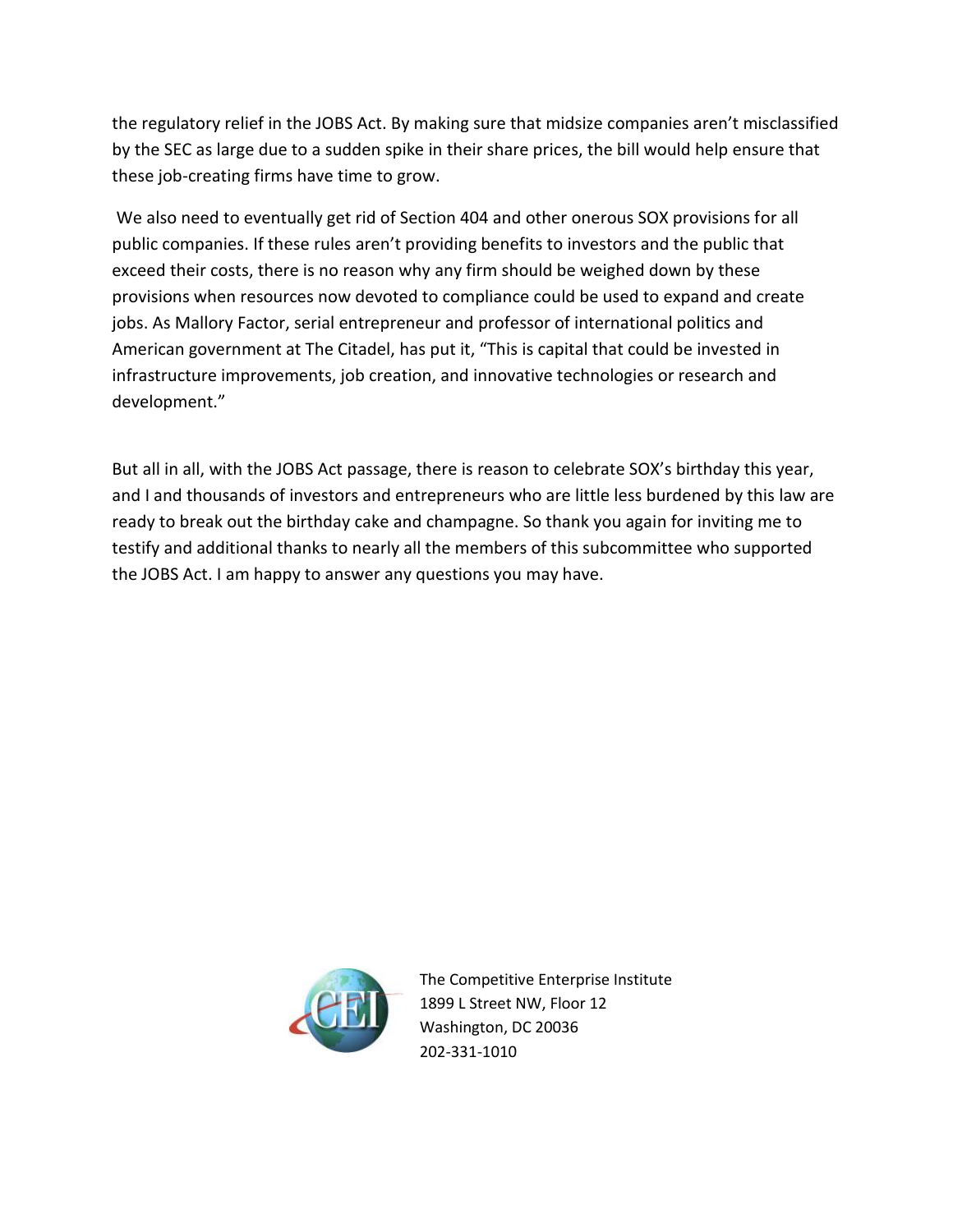the regulatory relief in the JOBS Act. By making sure that midsize companies aren't misclassified by the SEC as large due to a sudden spike in their share prices, the bill would help ensure that these job-creating firms have time to grow.

We also need to eventually get rid of Section 404 and other onerous SOX provisions for all public companies. If these rules aren't providing benefits to investors and the public that exceed their costs, there is no reason why any firm should be weighed down by these provisions when resources now devoted to compliance could be used to expand and create jobs. As Mallory Factor, serial entrepreneur and professor of international politics and American government at The Citadel, has put it, "This is capital that could be invested in infrastructure improvements, job creation, and innovative technologies or research and development."

But all in all, with the JOBS Act passage, there is reason to celebrate SOX's birthday this year, and I and thousands of investors and entrepreneurs who are little less burdened by this law are ready to break out the birthday cake and champagne. So thank you again for inviting me to testify and additional thanks to nearly all the members of this subcommittee who supported the JOBS Act. I am happy to answer any questions you may have.

The Competitive Enterprise Institute
1899 L Street NW, Floor 12
Washington, DC 20036
202-331-1010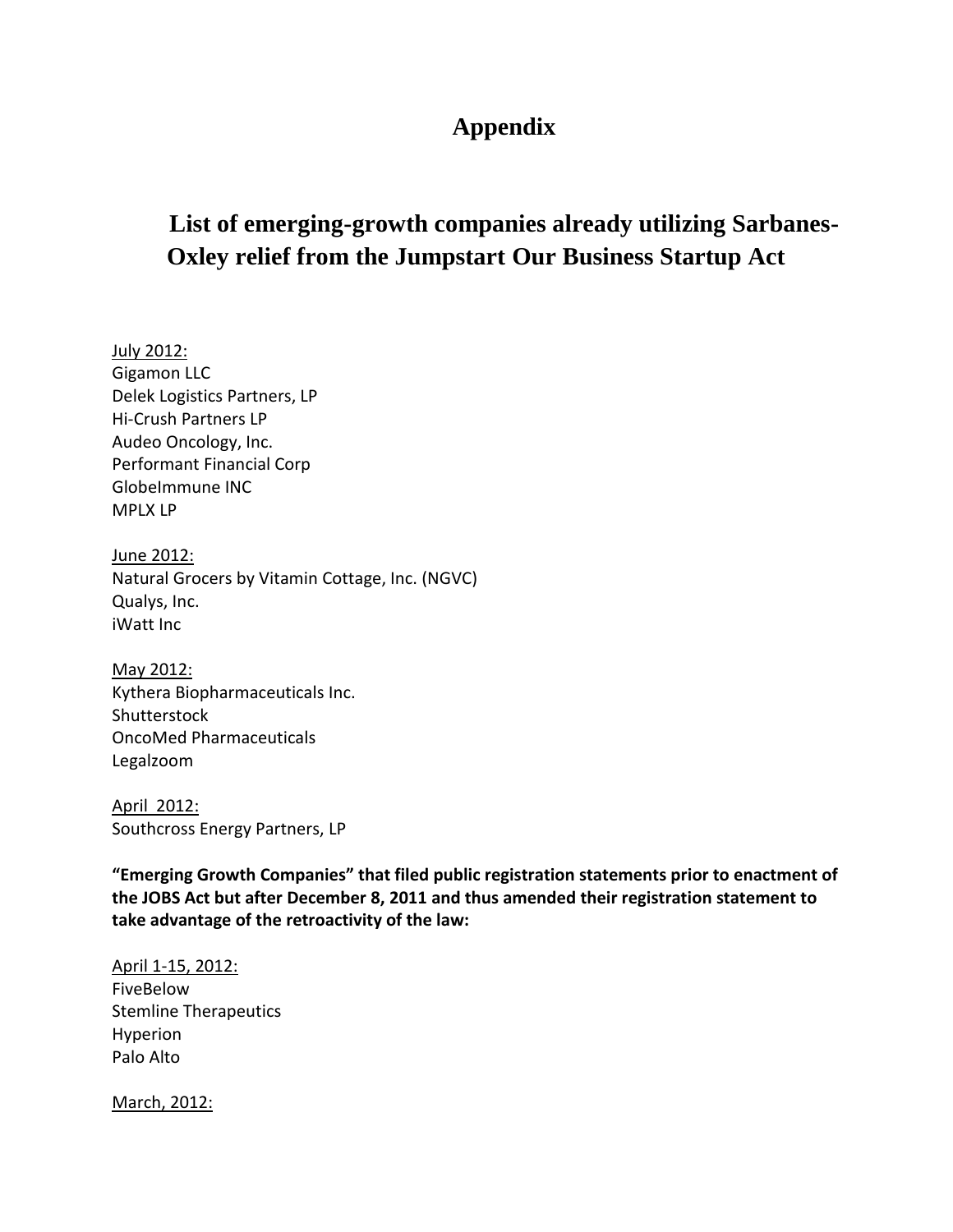# Appendix

## List of emerging-growth companies already utilizing Sarbanes-Oxley relief from the Jumpstart Our Business Startup Act

July 2012:
Gigamon LLC
Delek Logistics Partners, LP
Hi-Crush Partners LP
Audeo Oncology, Inc.
Performant Financial Corp
GlobeImmune INC
MPLX LP

June 2012:
Natural Grocers by Vitamin Cottage, Inc. (NGVC)
Qualys, Inc.
iWatt Inc

May 2012:
Kythera Biopharmaceuticals Inc.
Shutterstock
OncoMed Pharmaceuticals
Legalzoom

April 2012:
Southcross Energy Partners, LP

**"Emerging Growth Companies" that filed public registration statements prior to enactment of the JOBS Act but after December 8, 2011 and thus amended their registration statement to take advantage of the retroactivity of the law:**

April 1-15, 2012:
FiveBelow
Stemline Therapeutics
Hyperion
Palo Alto

March, 2012: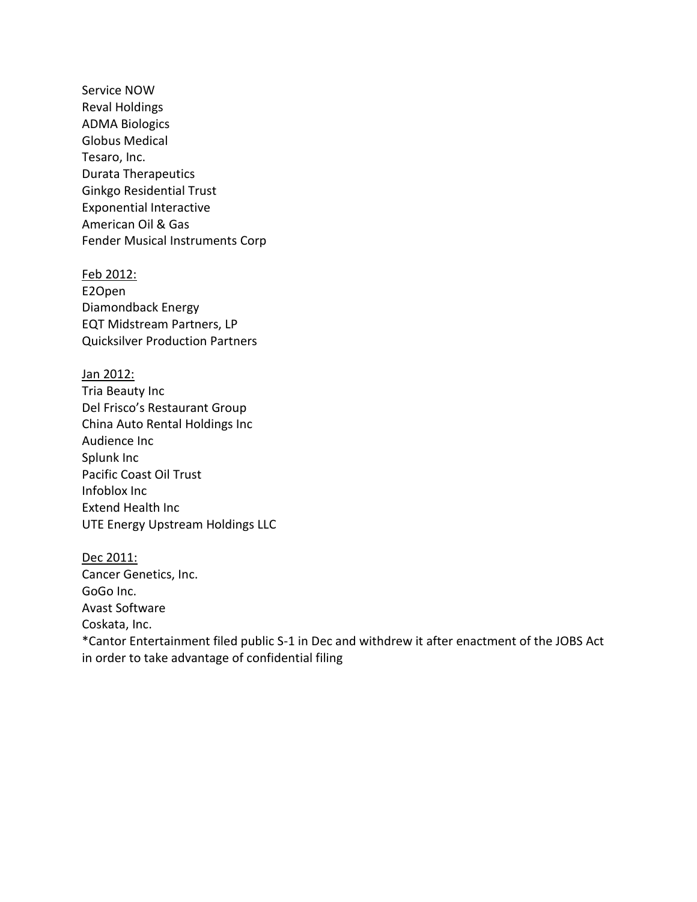Service NOW
Reval Holdings
ADMA Biologics
Globus Medical
Tesaro, Inc.
Durata Therapeutics
Ginkgo Residential Trust
Exponential Interactive
American Oil & Gas
Fender Musical Instruments Corp

<u>Feb 2012:</u>
E2Open
Diamondback Energy
EQT Midstream Partners, LP
Quicksilver Production Partners

<u>Jan 2012:</u>
Tria Beauty Inc
Del Frisco's Restaurant Group
China Auto Rental Holdings Inc
Audience Inc
Splunk Inc
Pacific Coast Oil Trust
Infoblox Inc
Extend Health Inc
UTE Energy Upstream Holdings LLC

<u>Dec 2011:</u>
Cancer Genetics, Inc.
GoGo Inc.
Avast Software
Coskata, Inc.
*Cantor Entertainment filed public S-1 in Dec and withdrew it after enactment of the JOBS Act in order to take advantage of confidential filing